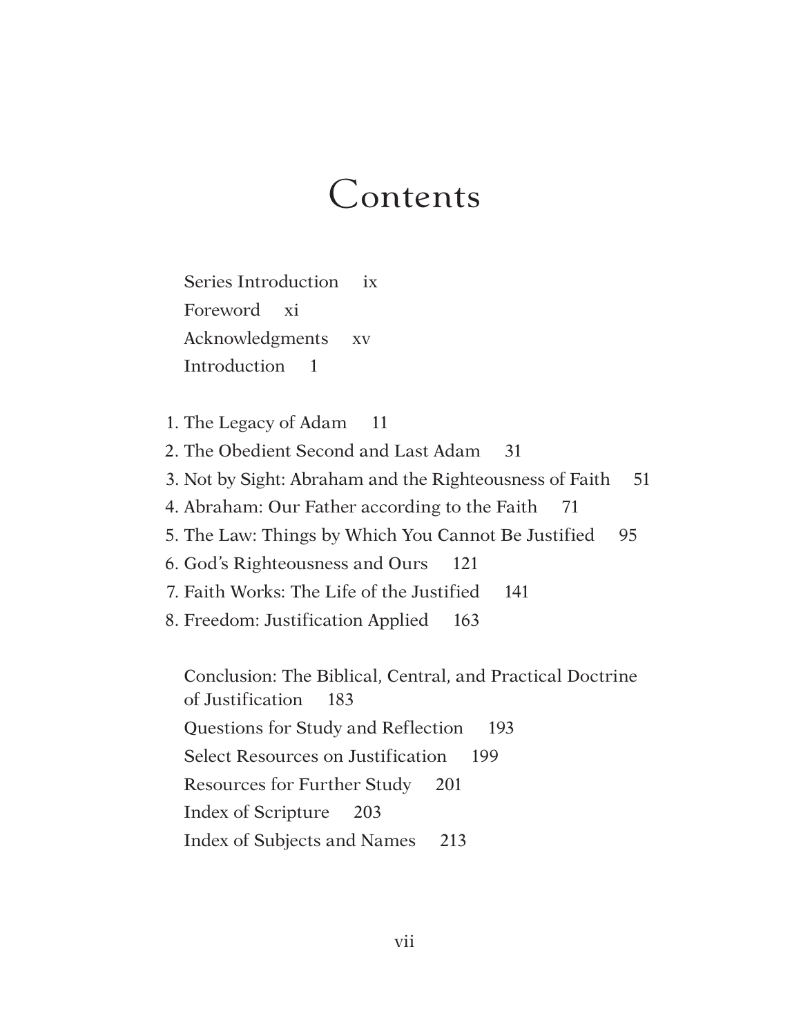# Contents

Series Introduction ix

Foreword xi

Acknowledgments xv

Introduction 1

1. The Legacy of Adam 11
2. The Obedient Second and Last Adam 31
3. Not by Sight: Abraham and the Righteousness of Faith 51
4. Abraham: Our Father according to the Faith 71
5. The Law: Things by Which You Cannot Be Justified 95
6. God's Righteousness and Ours 121
7. Faith Works: The Life of the Justified 141
8. Freedom: Justification Applied 163

Conclusion: The Biblical, Central, and Practical Doctrine of Justification 183

Questions for Study and Reflection 193

Select Resources on Justification 199

Resources for Further Study 201

Index of Scripture 203

Index of Subjects and Names 213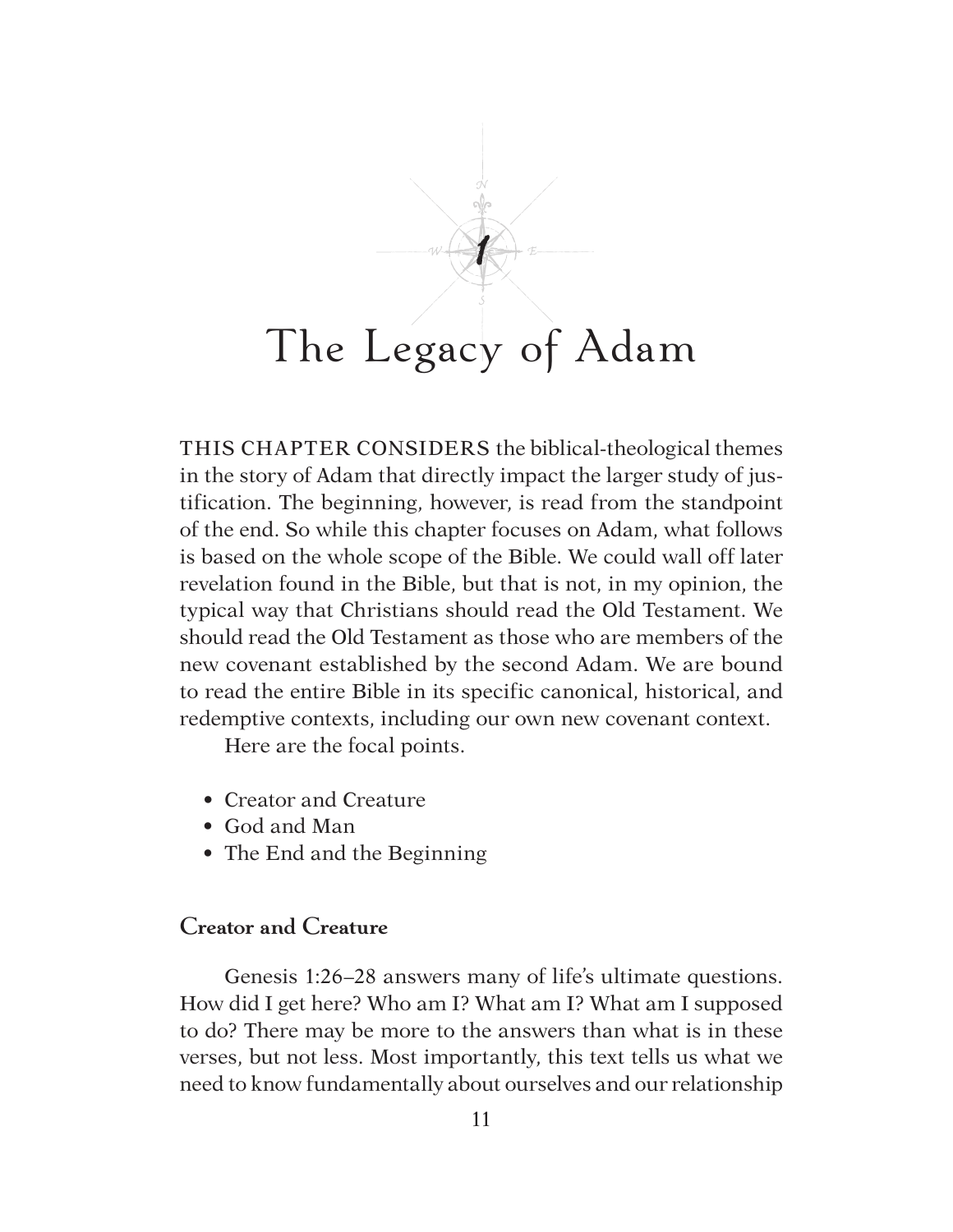# 1

# The Legacy of Adam

THIS CHAPTER CONSIDERS the biblical-theological themes in the story of Adam that directly impact the larger study of justification. The beginning, however, is read from the standpoint of the end. So while this chapter focuses on Adam, what follows is based on the whole scope of the Bible. We could wall off later revelation found in the Bible, but that is not, in my opinion, the typical way that Christians should read the Old Testament. We should read the Old Testament as those who are members of the new covenant established by the second Adam. We are bound to read the entire Bible in its specific canonical, historical, and redemptive contexts, including our own new covenant context.

Here are the focal points.

- Creator and Creature
- God and Man
- The End and the Beginning

### Creator and Creature

Genesis 1:26–28 answers many of life's ultimate questions. How did I get here? Who am I? What am I? What am I supposed to do? There may be more to the answers than what is in these verses, but not less. Most importantly, this text tells us what we need to know fundamentally about ourselves and our relationship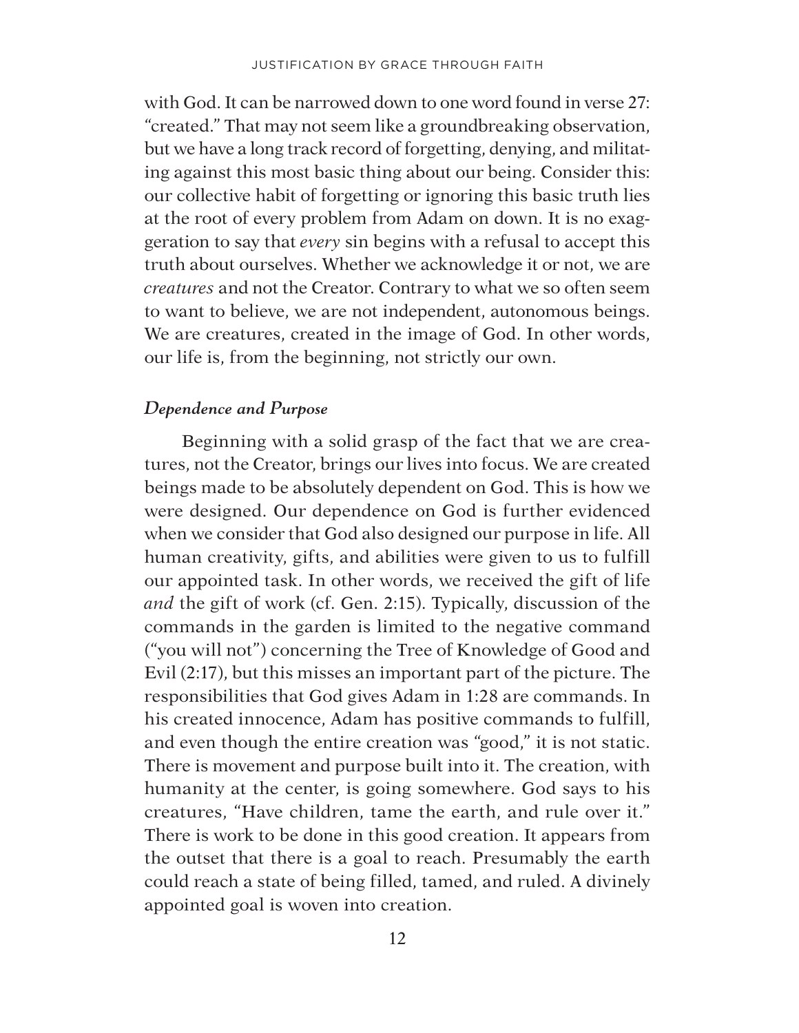with God. It can be narrowed down to one word found in verse 27: "created." That may not seem like a groundbreaking observation, but we have a long track record of forgetting, denying, and militating against this most basic thing about our being. Consider this: our collective habit of forgetting or ignoring this basic truth lies at the root of every problem from Adam on down. It is no exaggeration to say that *every* sin begins with a refusal to accept this truth about ourselves. Whether we acknowledge it or not, we are *creatures* and not the Creator. Contrary to what we so often seem to want to believe, we are not independent, autonomous beings. We are creatures, created in the image of God. In other words, our life is, from the beginning, not strictly our own.

### *Dependence and Purpose*

Beginning with a solid grasp of the fact that we are creatures, not the Creator, brings our lives into focus. We are created beings made to be absolutely dependent on God. This is how we were designed. Our dependence on God is further evidenced when we consider that God also designed our purpose in life. All human creativity, gifts, and abilities were given to us to fulfill our appointed task. In other words, we received the gift of life *and* the gift of work (cf. Gen. 2:15). Typically, discussion of the commands in the garden is limited to the negative command ("you will not") concerning the Tree of Knowledge of Good and Evil (2:17), but this misses an important part of the picture. The responsibilities that God gives Adam in 1:28 are commands. In his created innocence, Adam has positive commands to fulfill, and even though the entire creation was "good," it is not static. There is movement and purpose built into it. The creation, with humanity at the center, is going somewhere. God says to his creatures, "Have children, tame the earth, and rule over it." There is work to be done in this good creation. It appears from the outset that there is a goal to reach. Presumably the earth could reach a state of being filled, tamed, and ruled. A divinely appointed goal is woven into creation.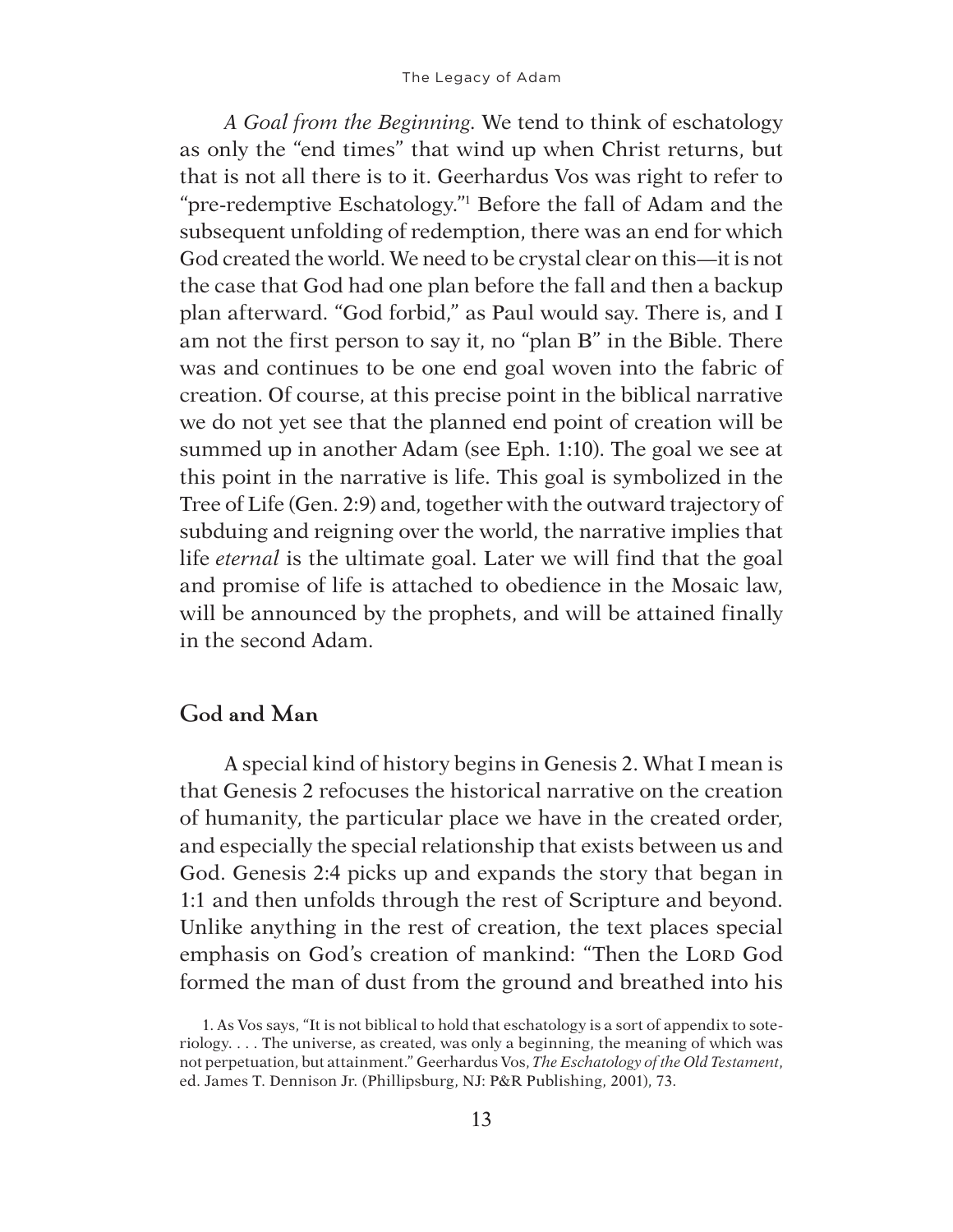*A Goal from the Beginning.* We tend to think of eschatology as only the "end times" that wind up when Christ returns, but that is not all there is to it. Geerhardus Vos was right to refer to "pre-redemptive Eschatology."[1] Before the fall of Adam and the subsequent unfolding of redemption, there was an end for which God created the world. We need to be crystal clear on this—it is not the case that God had one plan before the fall and then a backup plan afterward. "God forbid," as Paul would say. There is, and I am not the first person to say it, no "plan B" in the Bible. There was and continues to be one end goal woven into the fabric of creation. Of course, at this precise point in the biblical narrative we do not yet see that the planned end point of creation will be summed up in another Adam (see Eph. 1:10). The goal we see at this point in the narrative is life. This goal is symbolized in the Tree of Life (Gen. 2:9) and, together with the outward trajectory of subduing and reigning over the world, the narrative implies that life *eternal* is the ultimate goal. Later we will find that the goal and promise of life is attached to obedience in the Mosaic law, will be announced by the prophets, and will be attained finally in the second Adam.

## God and Man

A special kind of history begins in Genesis 2. What I mean is that Genesis 2 refocuses the historical narrative on the creation of humanity, the particular place we have in the created order, and especially the special relationship that exists between us and God. Genesis 2:4 picks up and expands the story that began in 1:1 and then unfolds through the rest of Scripture and beyond. Unlike anything in the rest of creation, the text places special emphasis on God's creation of mankind: "Then the Lord God formed the man of dust from the ground and breathed into his

1. As Vos says, "It is not biblical to hold that eschatology is a sort of appendix to soteriology. . . . The universe, as created, was only a beginning, the meaning of which was not perpetuation, but attainment." Geerhardus Vos, *The Eschatology of the Old Testament*, ed. James T. Dennison Jr. (Phillipsburg, NJ: P&R Publishing, 2001), 73.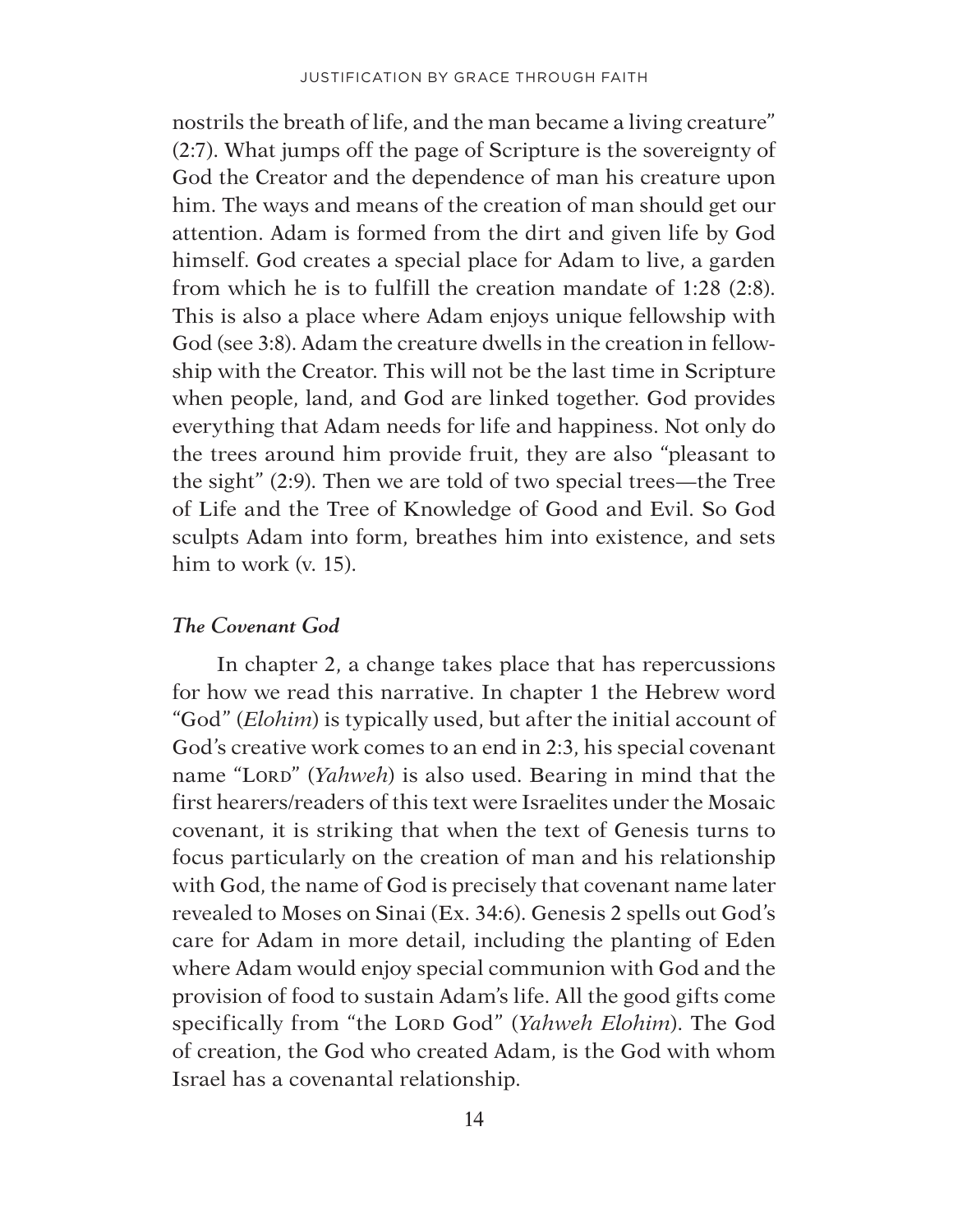nostrils the breath of life, and the man became a living creature" (2:7). What jumps off the page of Scripture is the sovereignty of God the Creator and the dependence of man his creature upon him. The ways and means of the creation of man should get our attention. Adam is formed from the dirt and given life by God himself. God creates a special place for Adam to live, a garden from which he is to fulfill the creation mandate of 1:28 (2:8). This is also a place where Adam enjoys unique fellowship with God (see 3:8). Adam the creature dwells in the creation in fellowship with the Creator. This will not be the last time in Scripture when people, land, and God are linked together. God provides everything that Adam needs for life and happiness. Not only do the trees around him provide fruit, they are also "pleasant to the sight" (2:9). Then we are told of two special trees—the Tree of Life and the Tree of Knowledge of Good and Evil. So God sculpts Adam into form, breathes him into existence, and sets him to work (v. 15).

### *The Covenant God*

In chapter 2, a change takes place that has repercussions for how we read this narrative. In chapter 1 the Hebrew word "God" (*Elohim*) is typically used, but after the initial account of God's creative work comes to an end in 2:3, his special covenant name "LORD" (*Yahweh*) is also used. Bearing in mind that the first hearers/readers of this text were Israelites under the Mosaic covenant, it is striking that when the text of Genesis turns to focus particularly on the creation of man and his relationship with God, the name of God is precisely that covenant name later revealed to Moses on Sinai (Ex. 34:6). Genesis 2 spells out God's care for Adam in more detail, including the planting of Eden where Adam would enjoy special communion with God and the provision of food to sustain Adam's life. All the good gifts come specifically from "the LORD God" (*Yahweh Elohim*). The God of creation, the God who created Adam, is the God with whom Israel has a covenantal relationship.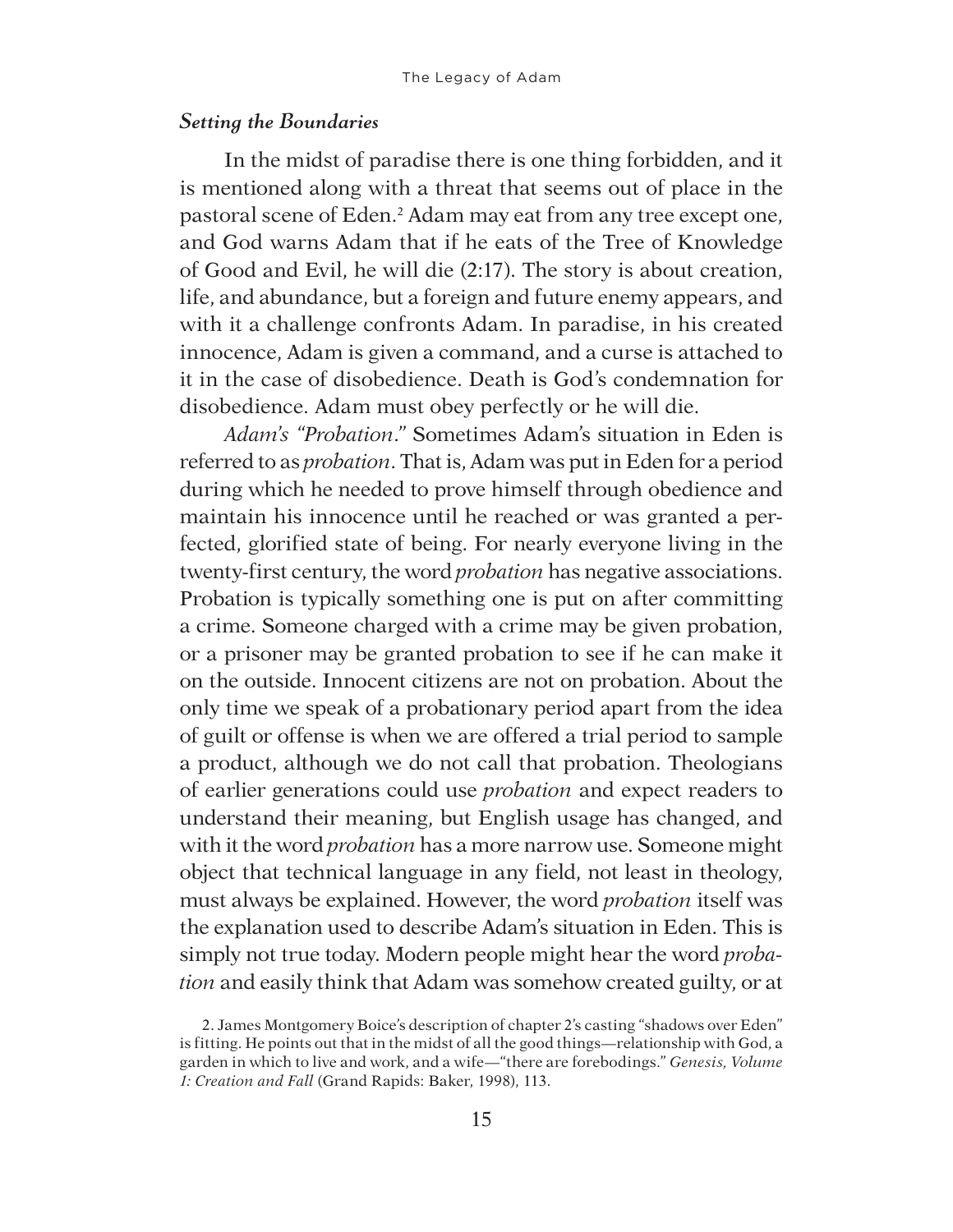### *Setting the Boundaries*

In the midst of paradise there is one thing forbidden, and it is mentioned along with a threat that seems out of place in the pastoral scene of Eden.[2] Adam may eat from any tree except one, and God warns Adam that if he eats of the Tree of Knowledge of Good and Evil, he will die (2:17). The story is about creation, life, and abundance, but a foreign and future enemy appears, and with it a challenge confronts Adam. In paradise, in his created innocence, Adam is given a command, and a curse is attached to it in the case of disobedience. Death is God's condemnation for disobedience. Adam must obey perfectly or he will die.

*Adam's "Probation*." Sometimes Adam's situation in Eden is referred to as *probation*. That is, Adam was put in Eden for a period during which he needed to prove himself through obedience and maintain his innocence until he reached or was granted a perfected, glorified state of being. For nearly everyone living in the twenty-first century, the word *probation* has negative associations. Probation is typically something one is put on after committing a crime. Someone charged with a crime may be given probation, or a prisoner may be granted probation to see if he can make it on the outside. Innocent citizens are not on probation. About the only time we speak of a probationary period apart from the idea of guilt or offense is when we are offered a trial period to sample a product, although we do not call that probation. Theologians of earlier generations could use *probation* and expect readers to understand their meaning, but English usage has changed, and with it the word *probation* has a more narrow use. Someone might object that technical language in any field, not least in theology, must always be explained. However, the word *probation* itself was the explanation used to describe Adam's situation in Eden. This is simply not true today. Modern people might hear the word *probation* and easily think that Adam was somehow created guilty, or at

2. James Montgomery Boice's description of chapter 2's casting "shadows over Eden" is fitting. He points out that in the midst of all the good things—relationship with God, a garden in which to live and work, and a wife—"there are forebodings." *Genesis, Volume 1: Creation and Fall* (Grand Rapids: Baker, 1998), 113.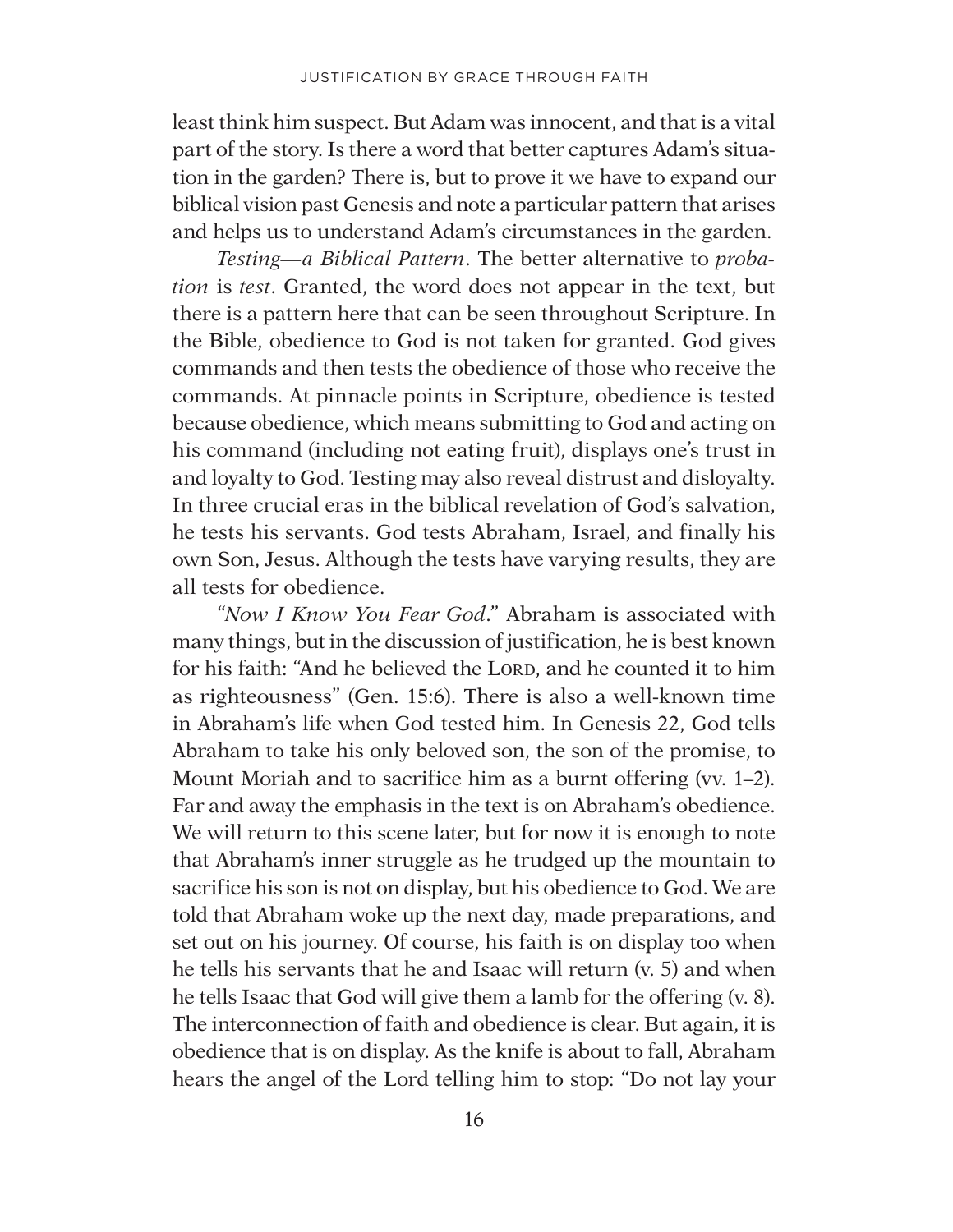least think him suspect. But Adam was innocent, and that is a vital part of the story. Is there a word that better captures Adam's situation in the garden? There is, but to prove it we have to expand our biblical vision past Genesis and note a particular pattern that arises and helps us to understand Adam's circumstances in the garden.

*Testing—a Biblical Pattern*. The better alternative to *probation* is *test*. Granted, the word does not appear in the text, but there is a pattern here that can be seen throughout Scripture. In the Bible, obedience to God is not taken for granted. God gives commands and then tests the obedience of those who receive the commands. At pinnacle points in Scripture, obedience is tested because obedience, which means submitting to God and acting on his command (including not eating fruit), displays one's trust in and loyalty to God. Testing may also reveal distrust and disloyalty. In three crucial eras in the biblical revelation of God's salvation, he tests his servants. God tests Abraham, Israel, and finally his own Son, Jesus. Although the tests have varying results, they are all tests for obedience.

*"Now I Know You Fear God."* Abraham is associated with many things, but in the discussion of justification, he is best known for his faith: "And he believed the Lord, and he counted it to him as righteousness" (Gen. 15:6). There is also a well-known time in Abraham's life when God tested him. In Genesis 22, God tells Abraham to take his only beloved son, the son of the promise, to Mount Moriah and to sacrifice him as a burnt offering (vv. 1–2). Far and away the emphasis in the text is on Abraham's obedience. We will return to this scene later, but for now it is enough to note that Abraham's inner struggle as he trudged up the mountain to sacrifice his son is not on display, but his obedience to God. We are told that Abraham woke up the next day, made preparations, and set out on his journey. Of course, his faith is on display too when he tells his servants that he and Isaac will return (v. 5) and when he tells Isaac that God will give them a lamb for the offering (v. 8). The interconnection of faith and obedience is clear. But again, it is obedience that is on display. As the knife is about to fall, Abraham hears the angel of the Lord telling him to stop: "Do not lay your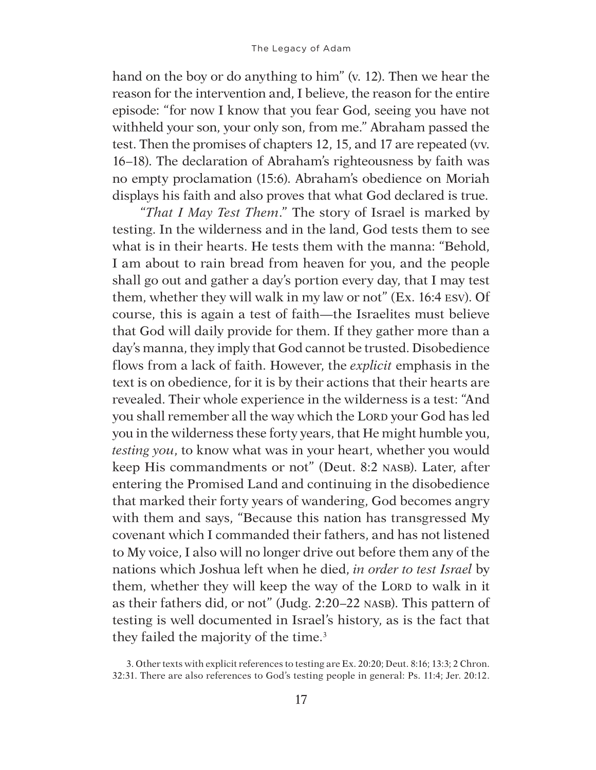hand on the boy or do anything to him" (v. 12). Then we hear the reason for the intervention and, I believe, the reason for the entire episode: "for now I know that you fear God, seeing you have not withheld your son, your only son, from me." Abraham passed the test. Then the promises of chapters 12, 15, and 17 are repeated (vv. 16–18). The declaration of Abraham's righteousness by faith was no empty proclamation (15:6). Abraham's obedience on Moriah displays his faith and also proves that what God declared is true.

*"That I May Test Them."* The story of Israel is marked by testing. In the wilderness and in the land, God tests them to see what is in their hearts. He tests them with the manna: "Behold, I am about to rain bread from heaven for you, and the people shall go out and gather a day's portion every day, that I may test them, whether they will walk in my law or not" (Ex. 16:4 ESV). Of course, this is again a test of faith—the Israelites must believe that God will daily provide for them. If they gather more than a day's manna, they imply that God cannot be trusted. Disobedience flows from a lack of faith. However, the *explicit* emphasis in the text is on obedience, for it is by their actions that their hearts are revealed. Their whole experience in the wilderness is a test: "And you shall remember all the way which the LORD your God has led you in the wilderness these forty years, that He might humble you, *testing you*, to know what was in your heart, whether you would keep His commandments or not" (Deut. 8:2 NASB). Later, after entering the Promised Land and continuing in the disobedience that marked their forty years of wandering, God becomes angry with them and says, "Because this nation has transgressed My covenant which I commanded their fathers, and has not listened to My voice, I also will no longer drive out before them any of the nations which Joshua left when he died, *in order to test Israel* by them, whether they will keep the way of the LORD to walk in it as their fathers did, or not" (Judg. 2:20–22 NASB). This pattern of testing is well documented in Israel's history, as is the fact that they failed the majority of the time.[3]

3. Other texts with explicit references to testing are Ex. 20:20; Deut. 8:16; 13:3; 2 Chron. 32:31. There are also references to God's testing people in general: Ps. 11:4; Jer. 20:12.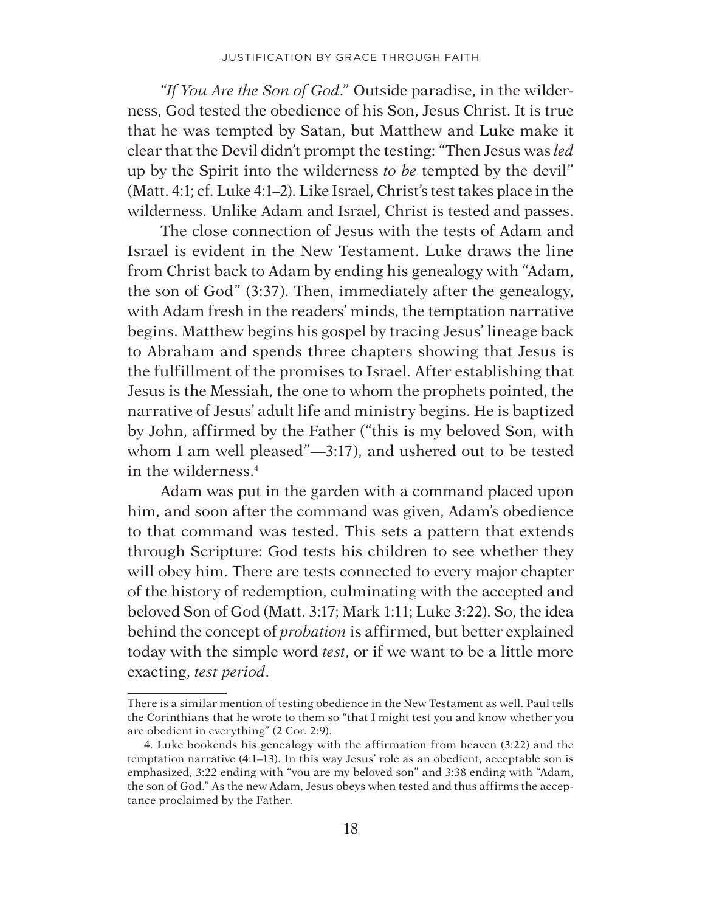*"If You Are the Son of God."* Outside paradise, in the wilderness, God tested the obedience of his Son, Jesus Christ. It is true that he was tempted by Satan, but Matthew and Luke make it clear that the Devil didn't prompt the testing: "Then Jesus was *led* up by the Spirit into the wilderness *to be* tempted by the devil" (Matt. 4:1; cf. Luke 4:1–2). Like Israel, Christ's test takes place in the wilderness. Unlike Adam and Israel, Christ is tested and passes.

The close connection of Jesus with the tests of Adam and Israel is evident in the New Testament. Luke draws the line from Christ back to Adam by ending his genealogy with "Adam, the son of God" (3:37). Then, immediately after the genealogy, with Adam fresh in the readers' minds, the temptation narrative begins. Matthew begins his gospel by tracing Jesus' lineage back to Abraham and spends three chapters showing that Jesus is the fulfillment of the promises to Israel. After establishing that Jesus is the Messiah, the one to whom the prophets pointed, the narrative of Jesus' adult life and ministry begins. He is baptized by John, affirmed by the Father ("this is my beloved Son, with whom I am well pleased"—3:17), and ushered out to be tested in the wilderness.[4]

Adam was put in the garden with a command placed upon him, and soon after the command was given, Adam's obedience to that command was tested. This sets a pattern that extends through Scripture: God tests his children to see whether they will obey him. There are tests connected to every major chapter of the history of redemption, culminating with the accepted and beloved Son of God (Matt. 3:17; Mark 1:11; Luke 3:22). So, the idea behind the concept of *probation* is affirmed, but better explained today with the simple word *test*, or if we want to be a little more exacting, *test period*.

---

There is a similar mention of testing obedience in the New Testament as well. Paul tells the Corinthians that he wrote to them so "that I might test you and know whether you are obedient in everything" (2 Cor. 2:9).

4. Luke bookends his genealogy with the affirmation from heaven (3:22) and the temptation narrative (4:1–13). In this way Jesus' role as an obedient, acceptable son is emphasized, 3:22 ending with "you are my beloved son" and 3:38 ending with "Adam, the son of God." As the new Adam, Jesus obeys when tested and thus affirms the acceptance proclaimed by the Father.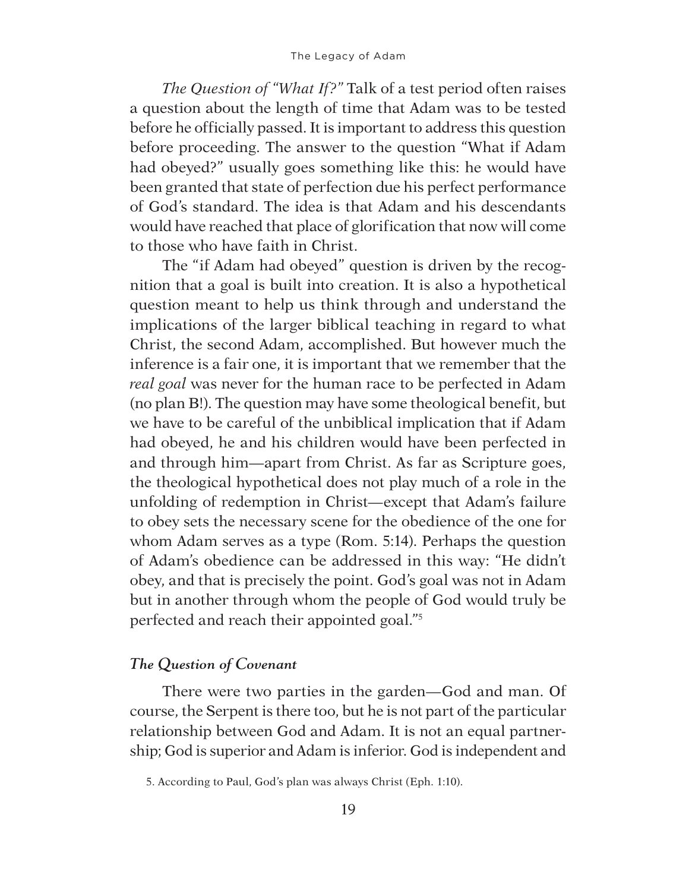*The Question of "What If?"* Talk of a test period often raises a question about the length of time that Adam was to be tested before he officially passed. It is important to address this question before proceeding. The answer to the question "What if Adam had obeyed?" usually goes something like this: he would have been granted that state of perfection due his perfect performance of God's standard. The idea is that Adam and his descendants would have reached that place of glorification that now will come to those who have faith in Christ.

The "if Adam had obeyed" question is driven by the recognition that a goal is built into creation. It is also a hypothetical question meant to help us think through and understand the implications of the larger biblical teaching in regard to what Christ, the second Adam, accomplished. But however much the inference is a fair one, it is important that we remember that the *real goal* was never for the human race to be perfected in Adam (no plan B!). The question may have some theological benefit, but we have to be careful of the unbiblical implication that if Adam had obeyed, he and his children would have been perfected in and through him—apart from Christ. As far as Scripture goes, the theological hypothetical does not play much of a role in the unfolding of redemption in Christ—except that Adam's failure to obey sets the necessary scene for the obedience of the one for whom Adam serves as a type (Rom. 5:14). Perhaps the question of Adam's obedience can be addressed in this way: "He didn't obey, and that is precisely the point. God's goal was not in Adam but in another through whom the people of God would truly be perfected and reach their appointed goal."[5]

### *The Question of Covenant*

There were two parties in the garden—God and man. Of course, the Serpent is there too, but he is not part of the particular relationship between God and Adam. It is not an equal partnership; God is superior and Adam is inferior. God is independent and

5. According to Paul, God's plan was always Christ (Eph. 1:10).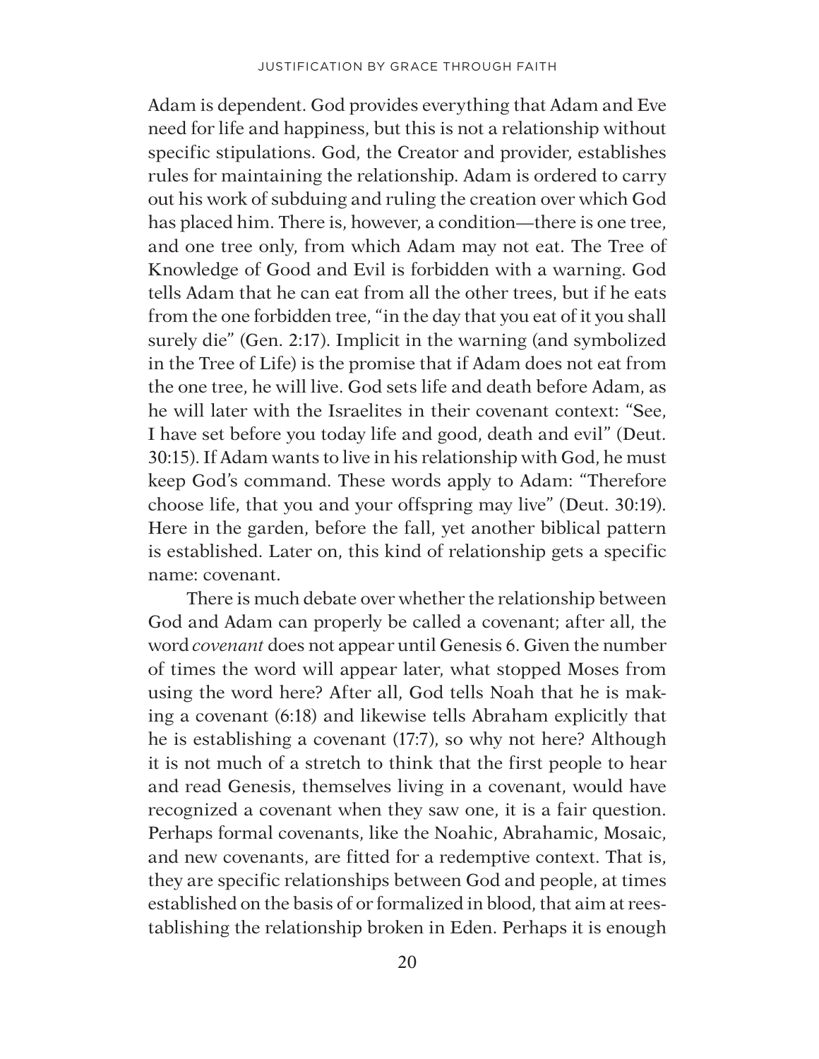Adam is dependent. God provides everything that Adam and Eve need for life and happiness, but this is not a relationship without specific stipulations. God, the Creator and provider, establishes rules for maintaining the relationship. Adam is ordered to carry out his work of subduing and ruling the creation over which God has placed him. There is, however, a condition—there is one tree, and one tree only, from which Adam may not eat. The Tree of Knowledge of Good and Evil is forbidden with a warning. God tells Adam that he can eat from all the other trees, but if he eats from the one forbidden tree, "in the day that you eat of it you shall surely die" (Gen. 2:17). Implicit in the warning (and symbolized in the Tree of Life) is the promise that if Adam does not eat from the one tree, he will live. God sets life and death before Adam, as he will later with the Israelites in their covenant context: "See, I have set before you today life and good, death and evil" (Deut. 30:15). If Adam wants to live in his relationship with God, he must keep God's command. These words apply to Adam: "Therefore choose life, that you and your offspring may live" (Deut. 30:19). Here in the garden, before the fall, yet another biblical pattern is established. Later on, this kind of relationship gets a specific name: covenant.

There is much debate over whether the relationship between God and Adam can properly be called a covenant; after all, the word *covenant* does not appear until Genesis 6. Given the number of times the word will appear later, what stopped Moses from using the word here? After all, God tells Noah that he is making a covenant (6:18) and likewise tells Abraham explicitly that he is establishing a covenant (17:7), so why not here? Although it is not much of a stretch to think that the first people to hear and read Genesis, themselves living in a covenant, would have recognized a covenant when they saw one, it is a fair question. Perhaps formal covenants, like the Noahic, Abrahamic, Mosaic, and new covenants, are fitted for a redemptive context. That is, they are specific relationships between God and people, at times established on the basis of or formalized in blood, that aim at reestablishing the relationship broken in Eden. Perhaps it is enough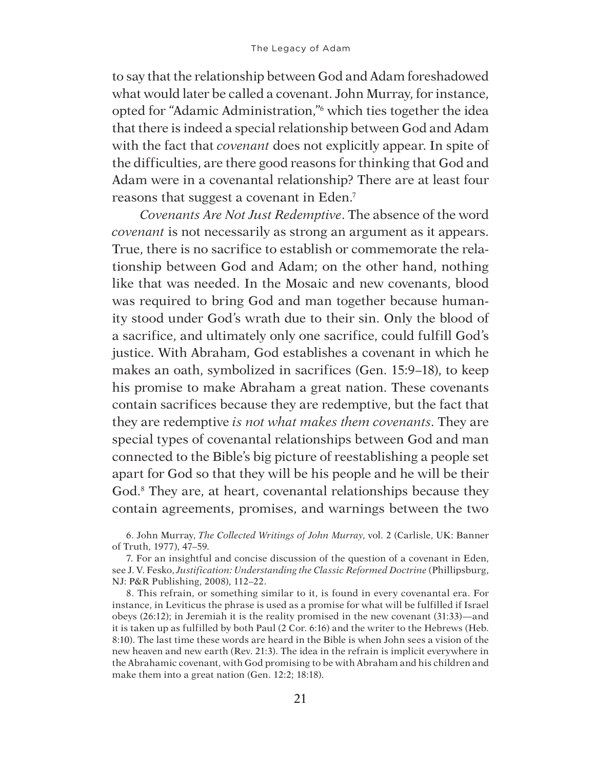to say that the relationship between God and Adam foreshadowed what would later be called a covenant. John Murray, for instance, opted for "Adamic Administration,"[6] which ties together the idea that there is indeed a special relationship between God and Adam with the fact that *covenant* does not explicitly appear. In spite of the difficulties, are there good reasons for thinking that God and Adam were in a covenantal relationship? There are at least four reasons that suggest a covenant in Eden.[7]

*Covenants Are Not Just Redemptive*. The absence of the word *covenant* is not necessarily as strong an argument as it appears. True, there is no sacrifice to establish or commemorate the relationship between God and Adam; on the other hand, nothing like that was needed. In the Mosaic and new covenants, blood was required to bring God and man together because humanity stood under God's wrath due to their sin. Only the blood of a sacrifice, and ultimately only one sacrifice, could fulfill God's justice. With Abraham, God establishes a covenant in which he makes an oath, symbolized in sacrifices (Gen. 15:9–18), to keep his promise to make Abraham a great nation. These covenants contain sacrifices because they are redemptive, but the fact that they are redemptive *is not what makes them covenants*. They are special types of covenantal relationships between God and man connected to the Bible's big picture of reestablishing a people set apart for God so that they will be his people and he will be their God.[8] They are, at heart, covenantal relationships because they contain agreements, promises, and warnings between the two

6. John Murray, *The Collected Writings of John Murray*, vol. 2 (Carlisle, UK: Banner of Truth, 1977), 47–59.

7. For an insightful and concise discussion of the question of a covenant in Eden, see J. V. Fesko, *Justification: Understanding the Classic Reformed Doctrine* (Phillipsburg, NJ: P&R Publishing, 2008), 112–22.

8. This refrain, or something similar to it, is found in every covenantal era. For instance, in Leviticus the phrase is used as a promise for what will be fulfilled if Israel obeys (26:12); in Jeremiah it is the reality promised in the new covenant (31:33)—and it is taken up as fulfilled by both Paul (2 Cor. 6:16) and the writer to the Hebrews (Heb. 8:10). The last time these words are heard in the Bible is when John sees a vision of the new heaven and new earth (Rev. 21:3). The idea in the refrain is implicit everywhere in the Abrahamic covenant, with God promising to be with Abraham and his children and make them into a great nation (Gen. 12:2; 18:18).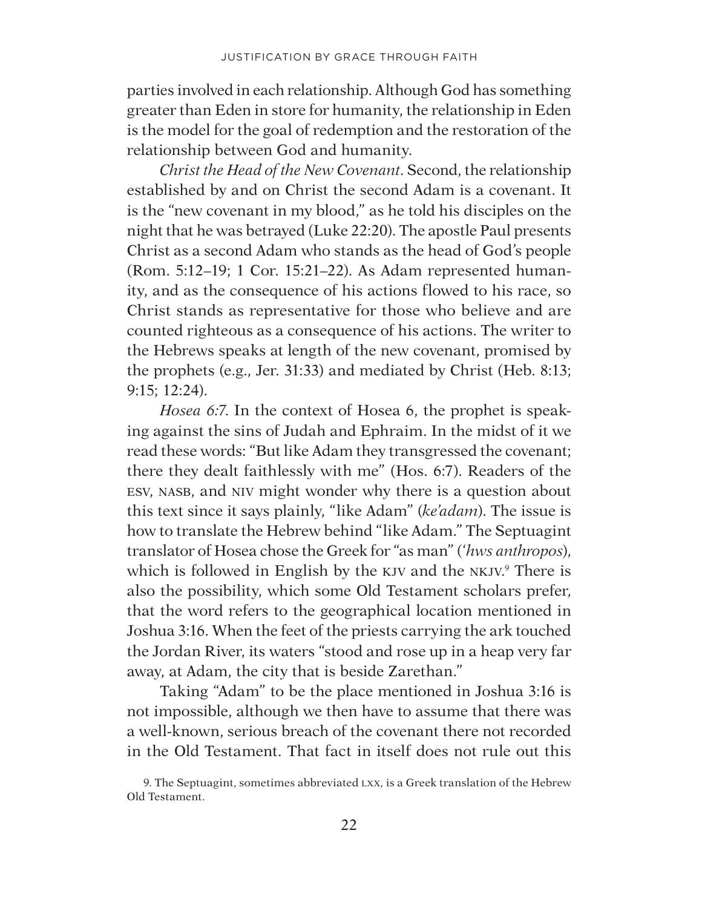parties involved in each relationship. Although God has something greater than Eden in store for humanity, the relationship in Eden is the model for the goal of redemption and the restoration of the relationship between God and humanity.

*Christ the Head of the New Covenant*. Second, the relationship established by and on Christ the second Adam is a covenant. It is the "new covenant in my blood," as he told his disciples on the night that he was betrayed (Luke 22:20). The apostle Paul presents Christ as a second Adam who stands as the head of God's people (Rom. 5:12–19; 1 Cor. 15:21–22). As Adam represented humanity, and as the consequence of his actions flowed to his race, so Christ stands as representative for those who believe and are counted righteous as a consequence of his actions. The writer to the Hebrews speaks at length of the new covenant, promised by the prophets (e.g., Jer. 31:33) and mediated by Christ (Heb. 8:13; 9:15; 12:24).

*Hosea 6:7*. In the context of Hosea 6, the prophet is speaking against the sins of Judah and Ephraim. In the midst of it we read these words: "But like Adam they transgressed the covenant; there they dealt faithlessly with me" (Hos. 6:7). Readers of the ESV, NASB, and NIV might wonder why there is a question about this text since it says plainly, "like Adam" (*ke'adam*). The issue is how to translate the Hebrew behind "like Adam." The Septuagint translator of Hosea chose the Greek for "as man" (*'hws anthropos*), which is followed in English by the KJV and the NKJV.[9] There is also the possibility, which some Old Testament scholars prefer, that the word refers to the geographical location mentioned in Joshua 3:16. When the feet of the priests carrying the ark touched the Jordan River, its waters "stood and rose up in a heap very far away, at Adam, the city that is beside Zarethan."

Taking "Adam" to be the place mentioned in Joshua 3:16 is not impossible, although we then have to assume that there was a well-known, serious breach of the covenant there not recorded in the Old Testament. That fact in itself does not rule out this

9. The Septuagint, sometimes abbreviated LXX, is a Greek translation of the Hebrew Old Testament.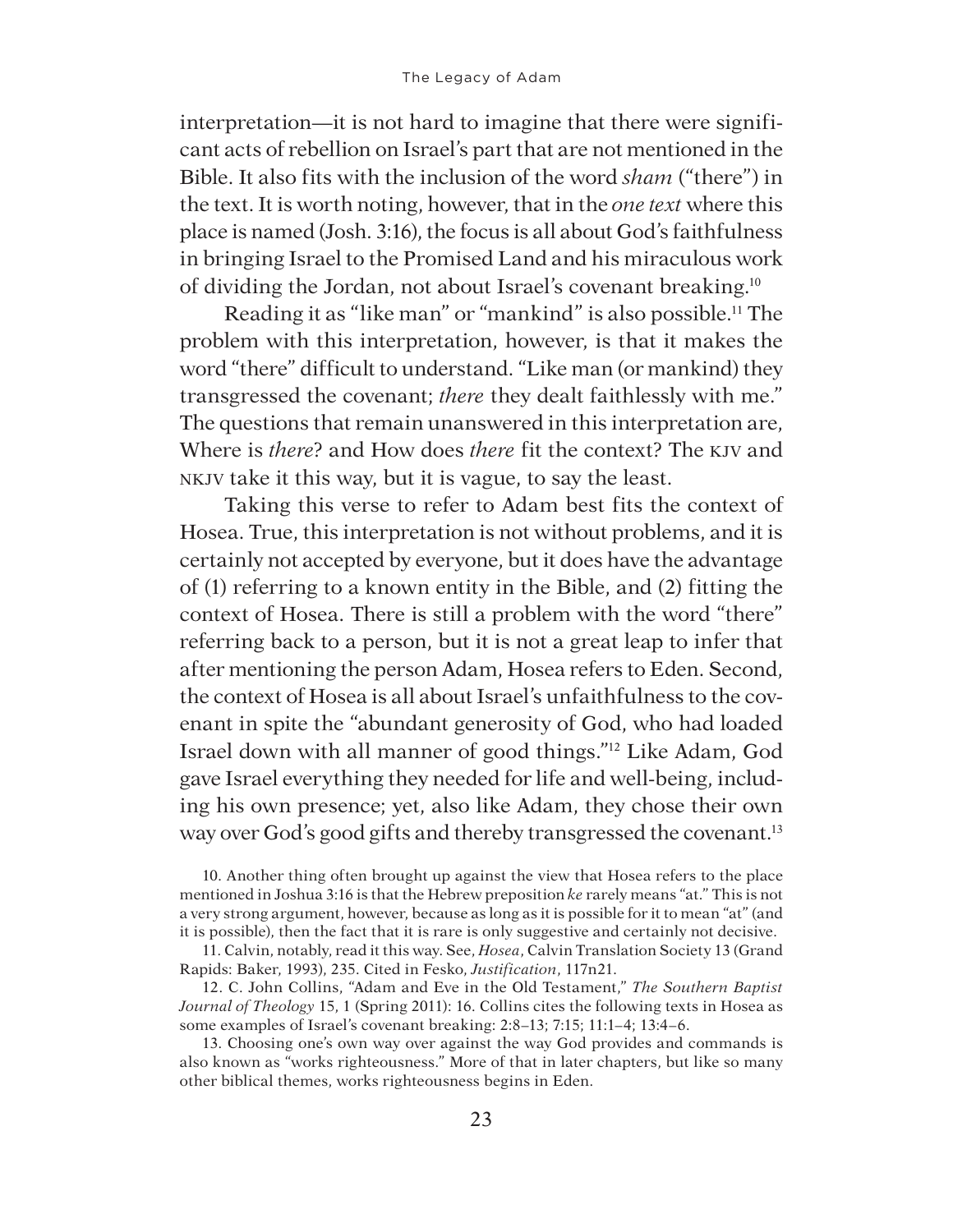interpretation—it is not hard to imagine that there were significant acts of rebellion on Israel's part that are not mentioned in the Bible. It also fits with the inclusion of the word *sham* ("there") in the text. It is worth noting, however, that in the *one text* where this place is named (Josh. 3:16), the focus is all about God's faithfulness in bringing Israel to the Promised Land and his miraculous work of dividing the Jordan, not about Israel's covenant breaking.[10]

Reading it as "like man" or "mankind" is also possible.[11] The problem with this interpretation, however, is that it makes the word "there" difficult to understand. "Like man (or mankind) they transgressed the covenant; *there* they dealt faithlessly with me." The questions that remain unanswered in this interpretation are, Where is *there*? and How does *there* fit the context? The KJV and NKJV take it this way, but it is vague, to say the least.

Taking this verse to refer to Adam best fits the context of Hosea. True, this interpretation is not without problems, and it is certainly not accepted by everyone, but it does have the advantage of (1) referring to a known entity in the Bible, and (2) fitting the context of Hosea. There is still a problem with the word "there" referring back to a person, but it is not a great leap to infer that after mentioning the person Adam, Hosea refers to Eden. Second, the context of Hosea is all about Israel's unfaithfulness to the covenant in spite the "abundant generosity of God, who had loaded Israel down with all manner of good things."[12] Like Adam, God gave Israel everything they needed for life and well-being, including his own presence; yet, also like Adam, they chose their own way over God's good gifts and thereby transgressed the covenant.[13]

10. Another thing often brought up against the view that Hosea refers to the place mentioned in Joshua 3:16 is that the Hebrew preposition *ke* rarely means "at." This is not a very strong argument, however, because as long as it is possible for it to mean "at" (and it is possible), then the fact that it is rare is only suggestive and certainly not decisive.

11. Calvin, notably, read it this way. See, *Hosea*, Calvin Translation Society 13 (Grand Rapids: Baker, 1993), 235. Cited in Fesko, *Justification*, 117n21.

12. C. John Collins, "Adam and Eve in the Old Testament," *The Southern Baptist Journal of Theology* 15, 1 (Spring 2011): 16. Collins cites the following texts in Hosea as some examples of Israel's covenant breaking: 2:8–13; 7:15; 11:1–4; 13:4–6.

13. Choosing one's own way over against the way God provides and commands is also known as "works righteousness." More of that in later chapters, but like so many other biblical themes, works righteousness begins in Eden.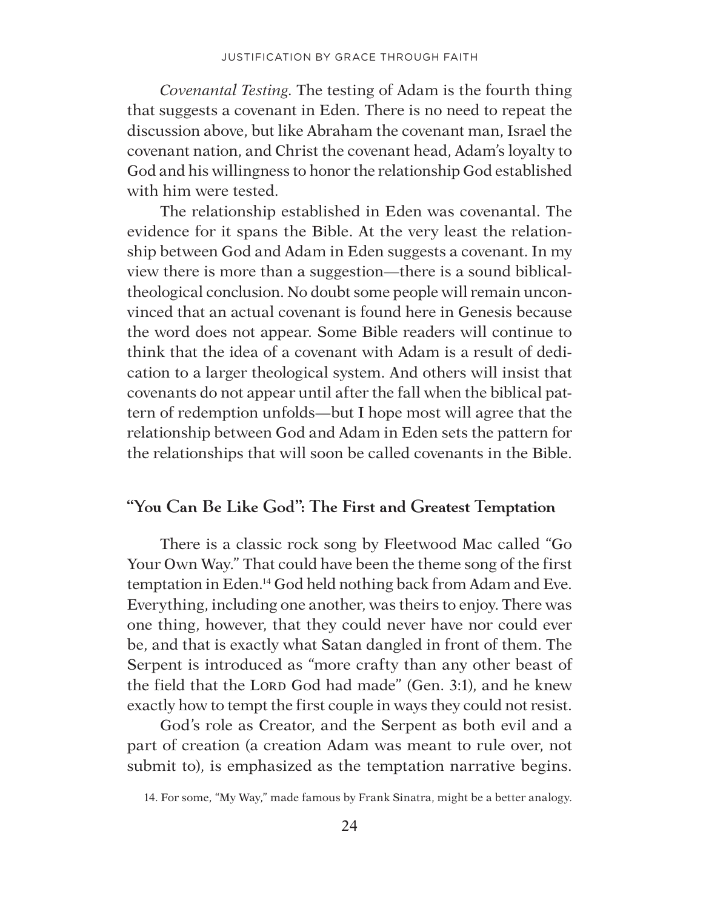*Covenantal Testing*. The testing of Adam is the fourth thing that suggests a covenant in Eden. There is no need to repeat the discussion above, but like Abraham the covenant man, Israel the covenant nation, and Christ the covenant head, Adam's loyalty to God and his willingness to honor the relationship God established with him were tested.

The relationship established in Eden was covenantal. The evidence for it spans the Bible. At the very least the relationship between God and Adam in Eden suggests a covenant. In my view there is more than a suggestion—there is a sound biblical-theological conclusion. No doubt some people will remain unconvinced that an actual covenant is found here in Genesis because the word does not appear. Some Bible readers will continue to think that the idea of a covenant with Adam is a result of dedication to a larger theological system. And others will insist that covenants do not appear until after the fall when the biblical pattern of redemption unfolds—but I hope most will agree that the relationship between God and Adam in Eden sets the pattern for the relationships that will soon be called covenants in the Bible.

## "You Can Be Like God": The First and Greatest Temptation

There is a classic rock song by Fleetwood Mac called "Go Your Own Way." That could have been the theme song of the first temptation in Eden.[14] God held nothing back from Adam and Eve. Everything, including one another, was theirs to enjoy. There was one thing, however, that they could never have nor could ever be, and that is exactly what Satan dangled in front of them. The Serpent is introduced as "more crafty than any other beast of the field that the LORD God had made" (Gen. 3:1), and he knew exactly how to tempt the first couple in ways they could not resist.

God's role as Creator, and the Serpent as both evil and a part of creation (a creation Adam was meant to rule over, not submit to), is emphasized as the temptation narrative begins.

14. For some, "My Way," made famous by Frank Sinatra, might be a better analogy.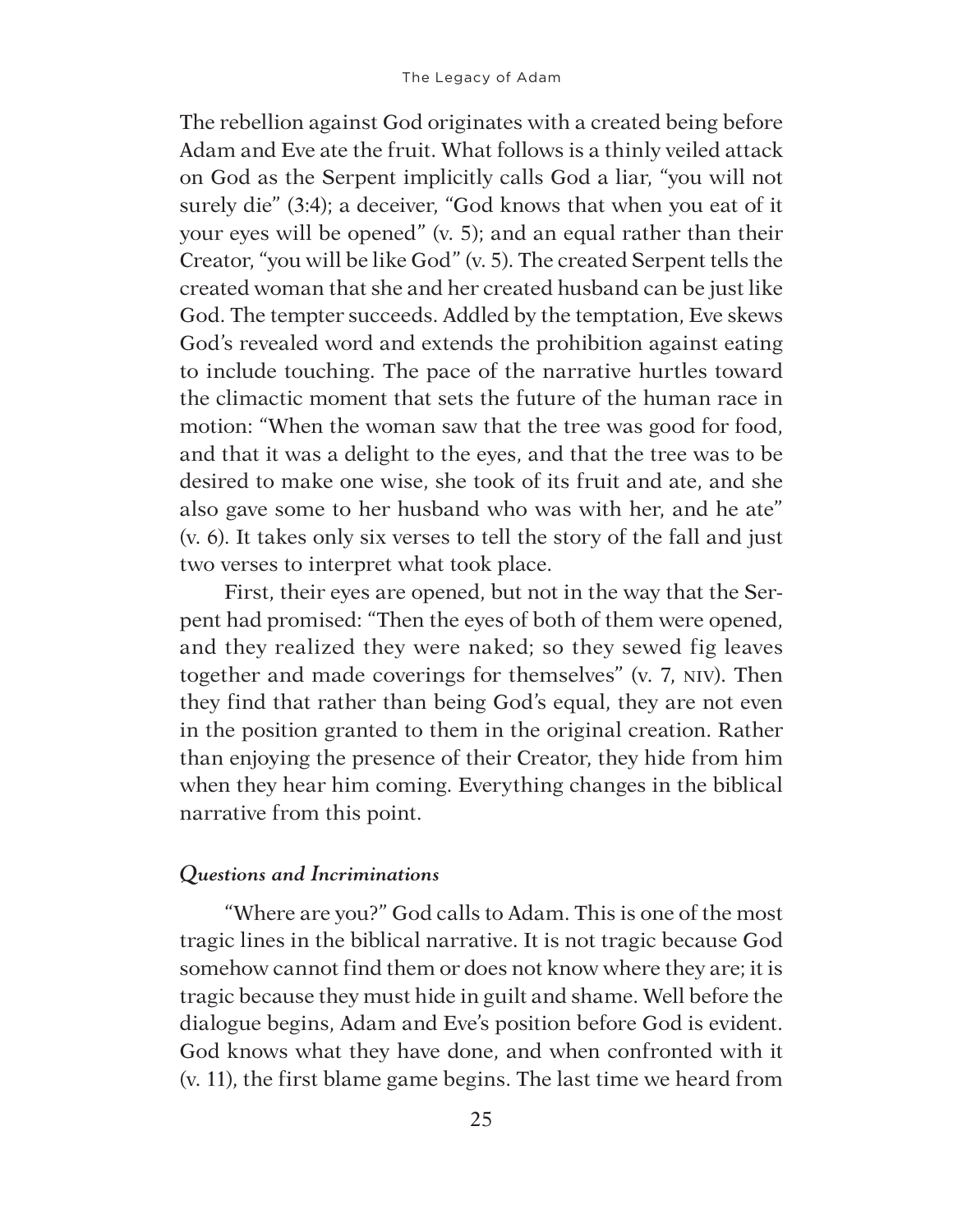The rebellion against God originates with a created being before Adam and Eve ate the fruit. What follows is a thinly veiled attack on God as the Serpent implicitly calls God a liar, "you will not surely die" (3:4); a deceiver, "God knows that when you eat of it your eyes will be opened" (v. 5); and an equal rather than their Creator, "you will be like God" (v. 5). The created Serpent tells the created woman that she and her created husband can be just like God. The tempter succeeds. Addled by the temptation, Eve skews God's revealed word and extends the prohibition against eating to include touching. The pace of the narrative hurtles toward the climactic moment that sets the future of the human race in motion: "When the woman saw that the tree was good for food, and that it was a delight to the eyes, and that the tree was to be desired to make one wise, she took of its fruit and ate, and she also gave some to her husband who was with her, and he ate" (v. 6). It takes only six verses to tell the story of the fall and just two verses to interpret what took place.

First, their eyes are opened, but not in the way that the Serpent had promised: "Then the eyes of both of them were opened, and they realized they were naked; so they sewed fig leaves together and made coverings for themselves" (v. 7, NIV). Then they find that rather than being God's equal, they are not even in the position granted to them in the original creation. Rather than enjoying the presence of their Creator, they hide from him when they hear him coming. Everything changes in the biblical narrative from this point.

### *Questions and Incriminations*

"Where are you?" God calls to Adam. This is one of the most tragic lines in the biblical narrative. It is not tragic because God somehow cannot find them or does not know where they are; it is tragic because they must hide in guilt and shame. Well before the dialogue begins, Adam and Eve's position before God is evident. God knows what they have done, and when confronted with it (v. 11), the first blame game begins. The last time we heard from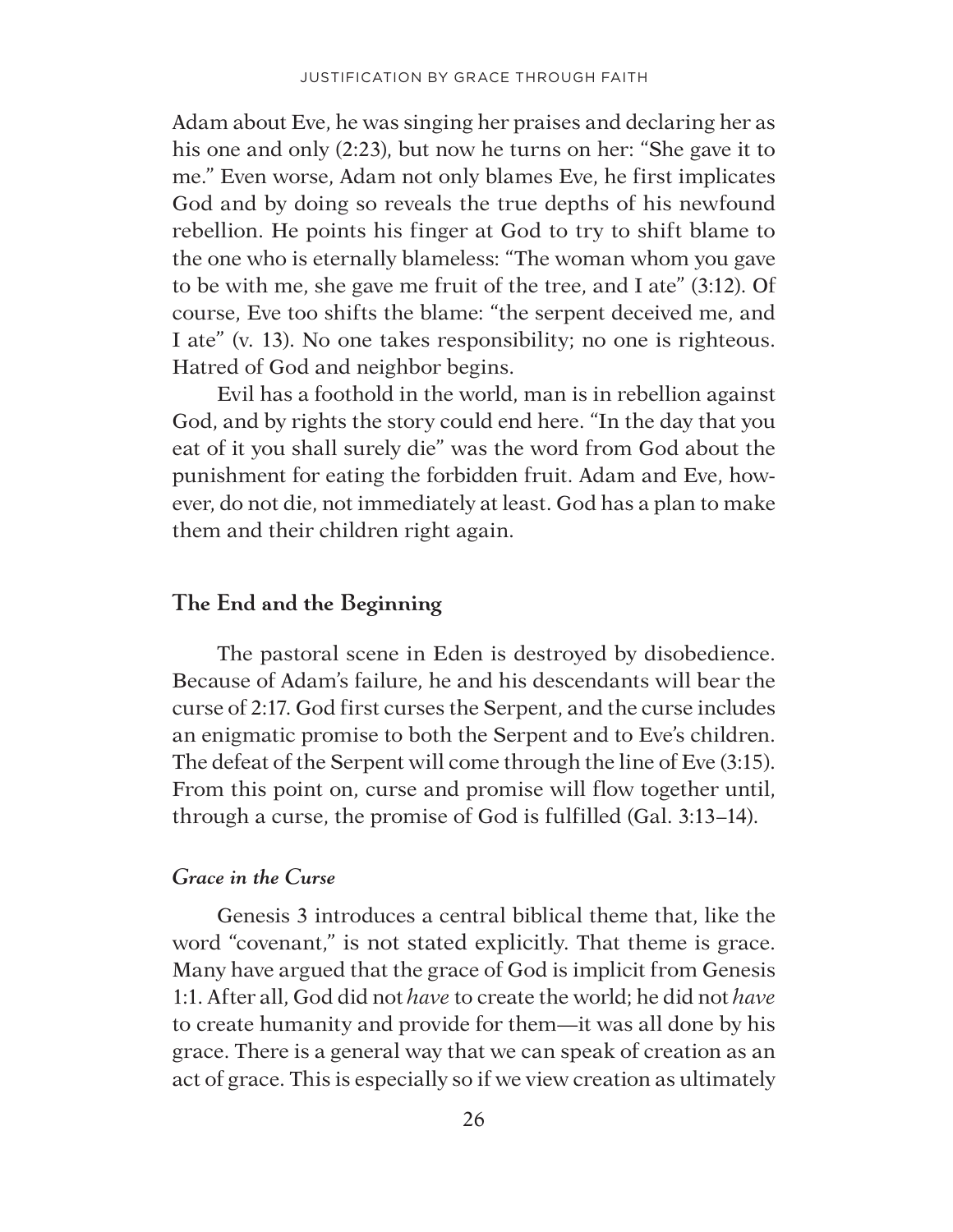Adam about Eve, he was singing her praises and declaring her as his one and only (2:23), but now he turns on her: "She gave it to me." Even worse, Adam not only blames Eve, he first implicates God and by doing so reveals the true depths of his newfound rebellion. He points his finger at God to try to shift blame to the one who is eternally blameless: "The woman whom you gave to be with me, she gave me fruit of the tree, and I ate" (3:12). Of course, Eve too shifts the blame: "the serpent deceived me, and I ate" (v. 13). No one takes responsibility; no one is righteous. Hatred of God and neighbor begins.

Evil has a foothold in the world, man is in rebellion against God, and by rights the story could end here. "In the day that you eat of it you shall surely die" was the word from God about the punishment for eating the forbidden fruit. Adam and Eve, however, do not die, not immediately at least. God has a plan to make them and their children right again.

## The End and the Beginning

The pastoral scene in Eden is destroyed by disobedience. Because of Adam's failure, he and his descendants will bear the curse of 2:17. God first curses the Serpent, and the curse includes an enigmatic promise to both the Serpent and to Eve's children. The defeat of the Serpent will come through the line of Eve (3:15). From this point on, curse and promise will flow together until, through a curse, the promise of God is fulfilled (Gal. 3:13–14).

### *Grace in the Curse*

Genesis 3 introduces a central biblical theme that, like the word "covenant," is not stated explicitly. That theme is grace. Many have argued that the grace of God is implicit from Genesis 1:1. After all, God did not *have* to create the world; he did not *have* to create humanity and provide for them—it was all done by his grace. There is a general way that we can speak of creation as an act of grace. This is especially so if we view creation as ultimately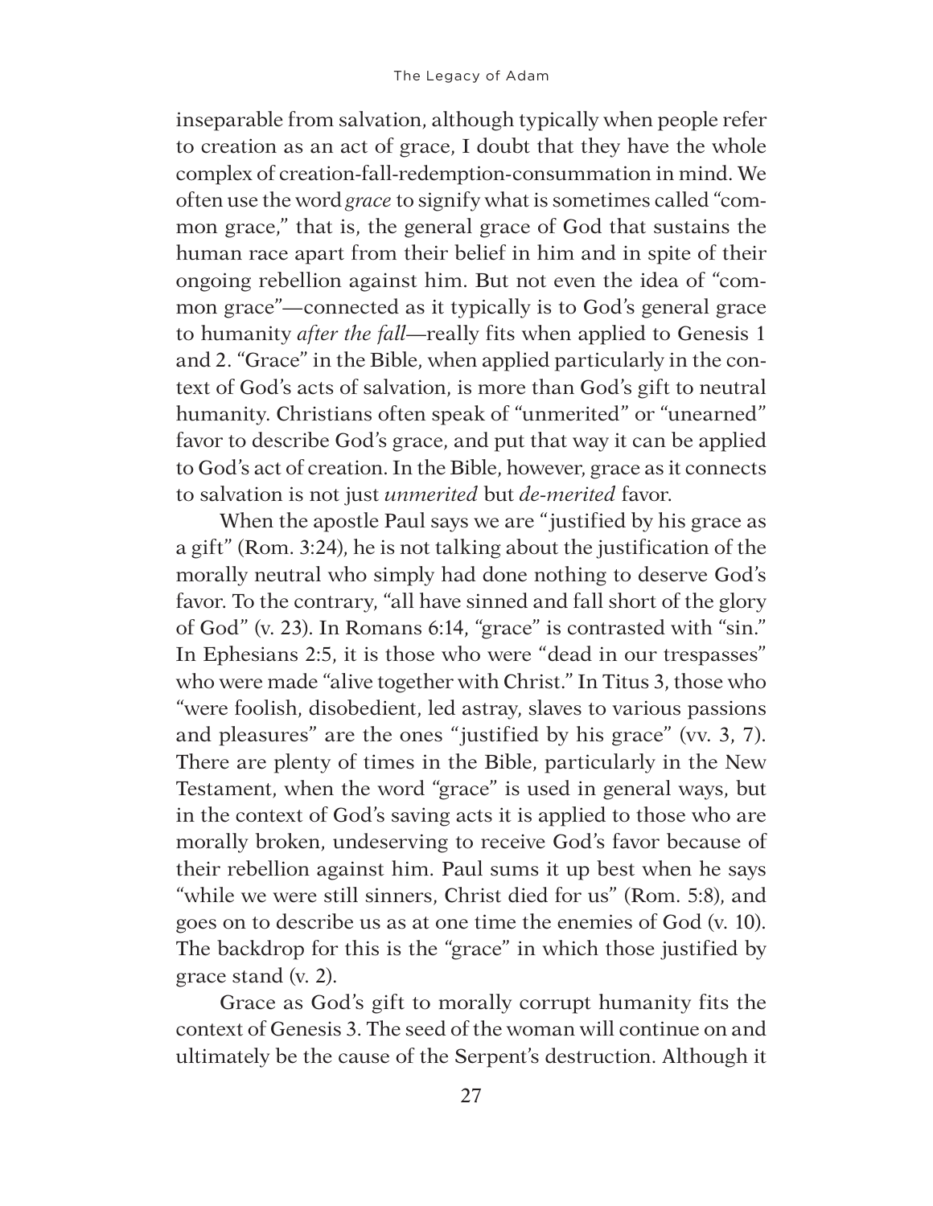inseparable from salvation, although typically when people refer to creation as an act of grace, I doubt that they have the whole complex of creation-fall-redemption-consummation in mind. We often use the word *grace* to signify what is sometimes called "common grace," that is, the general grace of God that sustains the human race apart from their belief in him and in spite of their ongoing rebellion against him. But not even the idea of "common grace"—connected as it typically is to God's general grace to humanity *after the fall*—really fits when applied to Genesis 1 and 2. "Grace" in the Bible, when applied particularly in the context of God's acts of salvation, is more than God's gift to neutral humanity. Christians often speak of "unmerited" or "unearned" favor to describe God's grace, and put that way it can be applied to God's act of creation. In the Bible, however, grace as it connects to salvation is not just *unmerited* but *de-merited* favor.

When the apostle Paul says we are "justified by his grace as a gift" (Rom. 3:24), he is not talking about the justification of the morally neutral who simply had done nothing to deserve God's favor. To the contrary, "all have sinned and fall short of the glory of God" (v. 23). In Romans 6:14, "grace" is contrasted with "sin." In Ephesians 2:5, it is those who were "dead in our trespasses" who were made "alive together with Christ." In Titus 3, those who "were foolish, disobedient, led astray, slaves to various passions and pleasures" are the ones "justified by his grace" (vv. 3, 7). There are plenty of times in the Bible, particularly in the New Testament, when the word "grace" is used in general ways, but in the context of God's saving acts it is applied to those who are morally broken, undeserving to receive God's favor because of their rebellion against him. Paul sums it up best when he says "while we were still sinners, Christ died for us" (Rom. 5:8), and goes on to describe us as at one time the enemies of God (v. 10). The backdrop for this is the "grace" in which those justified by grace stand (v. 2).

Grace as God's gift to morally corrupt humanity fits the context of Genesis 3. The seed of the woman will continue on and ultimately be the cause of the Serpent's destruction. Although it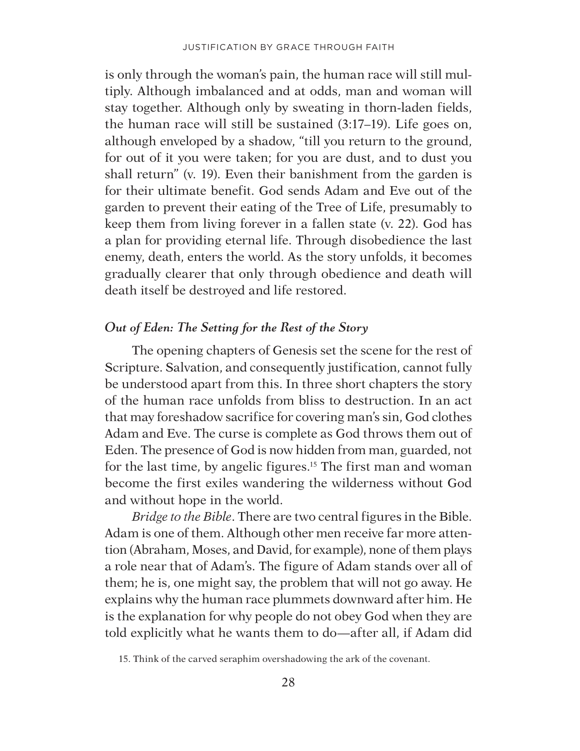is only through the woman's pain, the human race will still multiply. Although imbalanced and at odds, man and woman will stay together. Although only by sweating in thorn-laden fields, the human race will still be sustained (3:17–19). Life goes on, although enveloped by a shadow, "till you return to the ground, for out of it you were taken; for you are dust, and to dust you shall return" (v. 19). Even their banishment from the garden is for their ultimate benefit. God sends Adam and Eve out of the garden to prevent their eating of the Tree of Life, presumably to keep them from living forever in a fallen state (v. 22). God has a plan for providing eternal life. Through disobedience the last enemy, death, enters the world. As the story unfolds, it becomes gradually clearer that only through obedience and death will death itself be destroyed and life restored.

### *Out of Eden: The Setting for the Rest of the Story*

The opening chapters of Genesis set the scene for the rest of Scripture. Salvation, and consequently justification, cannot fully be understood apart from this. In three short chapters the story of the human race unfolds from bliss to destruction. In an act that may foreshadow sacrifice for covering man's sin, God clothes Adam and Eve. The curse is complete as God throws them out of Eden. The presence of God is now hidden from man, guarded, not for the last time, by angelic figures.[15] The first man and woman become the first exiles wandering the wilderness without God and without hope in the world.

*Bridge to the Bible*. There are two central figures in the Bible. Adam is one of them. Although other men receive far more attention (Abraham, Moses, and David, for example), none of them plays a role near that of Adam's. The figure of Adam stands over all of them; he is, one might say, the problem that will not go away. He explains why the human race plummets downward after him. He is the explanation for why people do not obey God when they are told explicitly what he wants them to do—after all, if Adam did

15. Think of the carved seraphim overshadowing the ark of the covenant.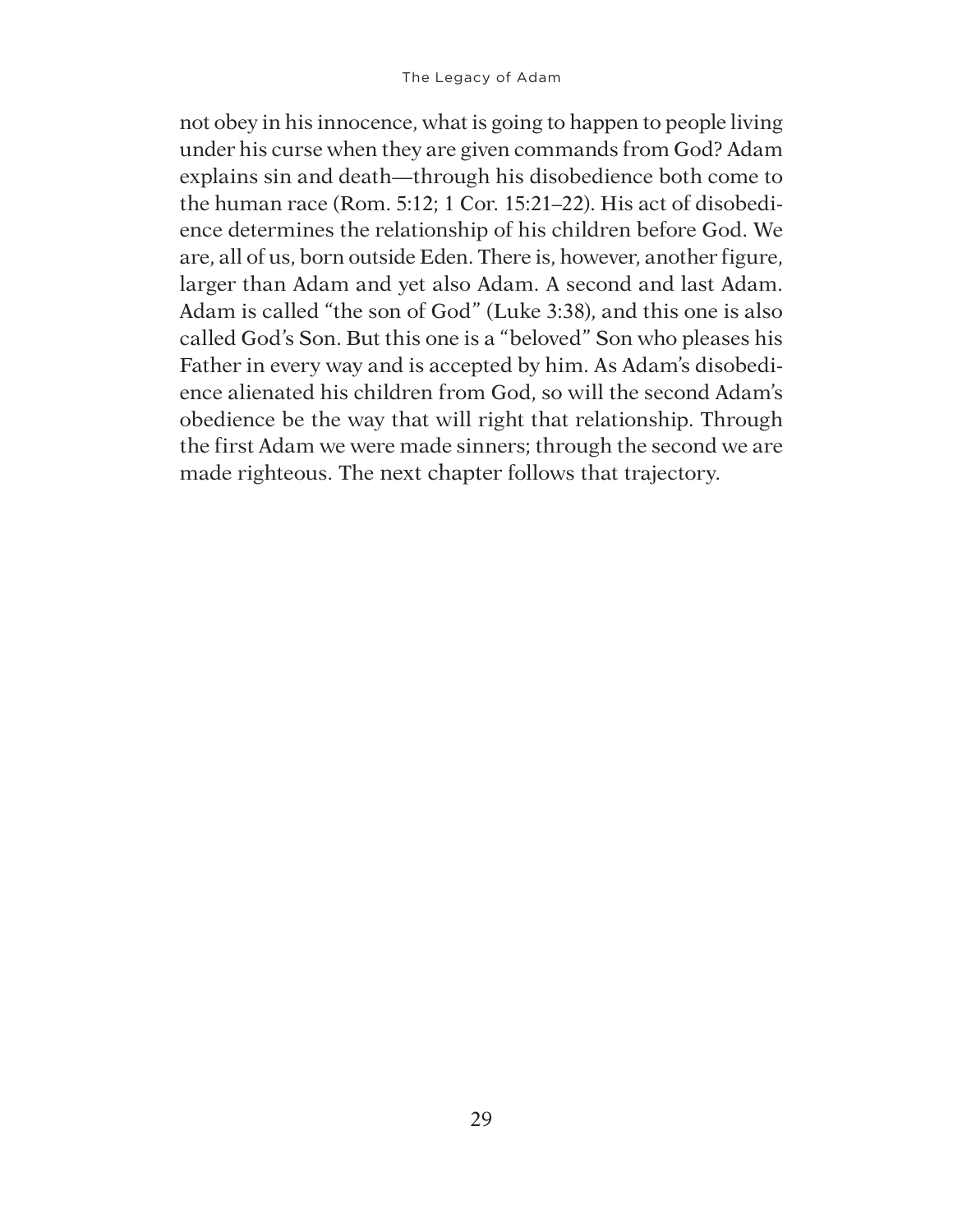not obey in his innocence, what is going to happen to people living under his curse when they are given commands from God? Adam explains sin and death—through his disobedience both come to the human race (Rom. 5:12; 1 Cor. 15:21–22). His act of disobedience determines the relationship of his children before God. We are, all of us, born outside Eden. There is, however, another figure, larger than Adam and yet also Adam. A second and last Adam. Adam is called "the son of God" (Luke 3:38), and this one is also called God's Son. But this one is a "beloved" Son who pleases his Father in every way and is accepted by him. As Adam's disobedience alienated his children from God, so will the second Adam's obedience be the way that will right that relationship. Through the first Adam we were made sinners; through the second we are made righteous. The next chapter follows that trajectory.